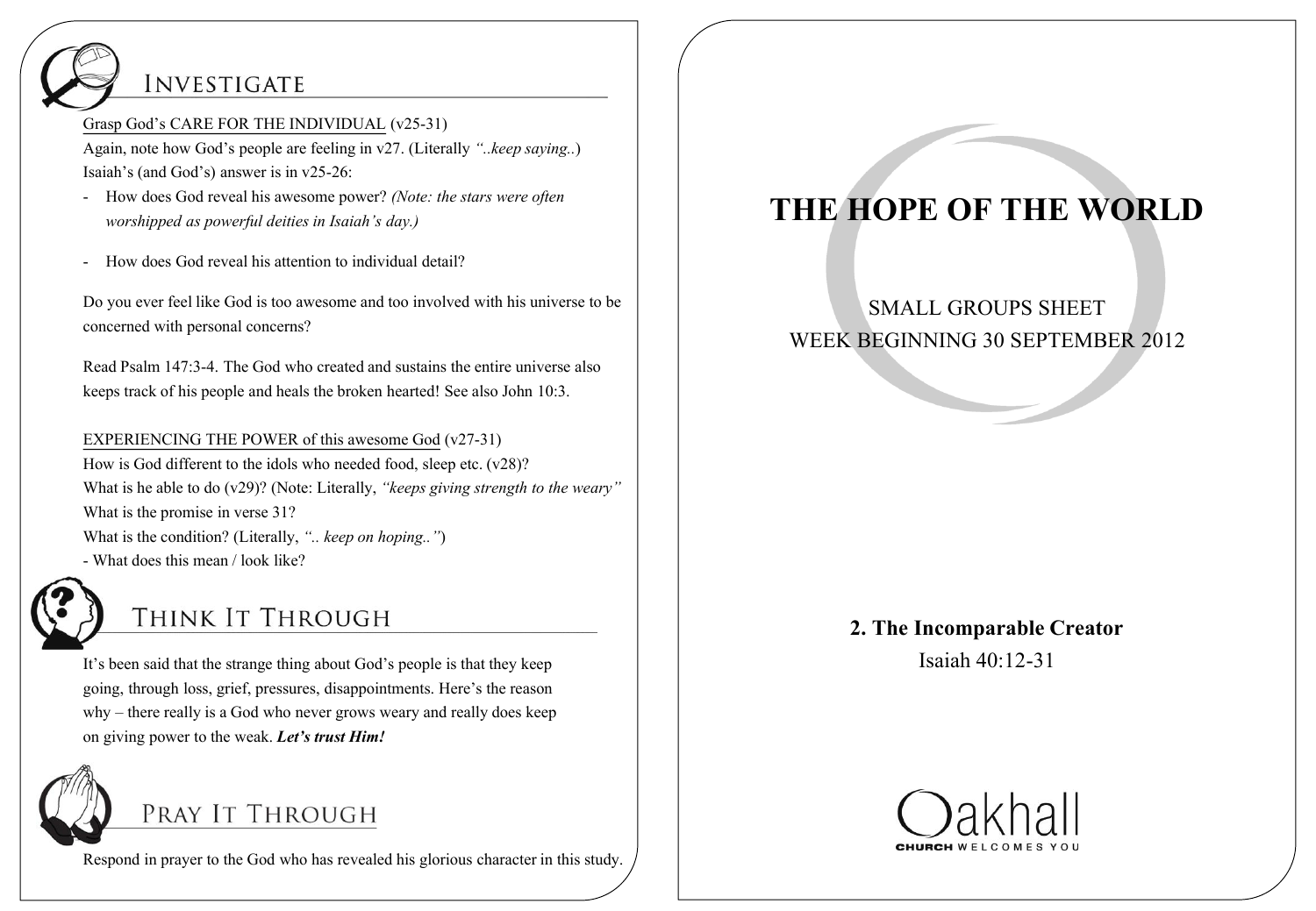## Investigate

<u>Grasp God's CARE FOR THE INDIVIDUAL</u> (v25-31)

Again, note how God's people are feeling in v27. (Literally *"..keep saying..*)

Isaiah's (and God's) answer is in v25-26:

- How does God reveal his awesome power? *(Note: the stars were often worshipped as powerful deities in Isaiah's day.)*
- How does God reveal his attention to individual detail?

Do you ever feel like God is too awesome and too involved with his universe to be concerned with personal concerns?

Read Psalm 147:3-4. The God who created and sustains the entire universe also keeps track of his people and heals the broken hearted! See also John 10:3.

<u>EXPERIENCING THE POWER of this awesome God</u> (v27-31)

How is God different to the idols who needed food, sleep etc. (v28)?

What is he able to do (v29)? (Note: Literally, *"keeps giving strength to the weary"*

What is the promise in verse 31?

What is the condition? (Literally, *".. keep on hoping.."*)

- What does this mean / look like?

## Think It Through

It's been said that the strange thing about God's people is that they keep going, through loss, grief, pressures, disappointments. Here's the reason why – there really is a God who never grows weary and really does keep on giving power to the weak. ***Let's trust Him!***

## Pray It Through

Respond in prayer to the God who has revealed his glorious character in this study.

# THE HOPE OF THE WORLD

SMALL GROUPS SHEET

WEEK BEGINNING 30 SEPTEMBER 2012

**2. The Incomparable Creator**

Isaiah 40:12-31

Oakhall

CHURCH WELCOMES YOU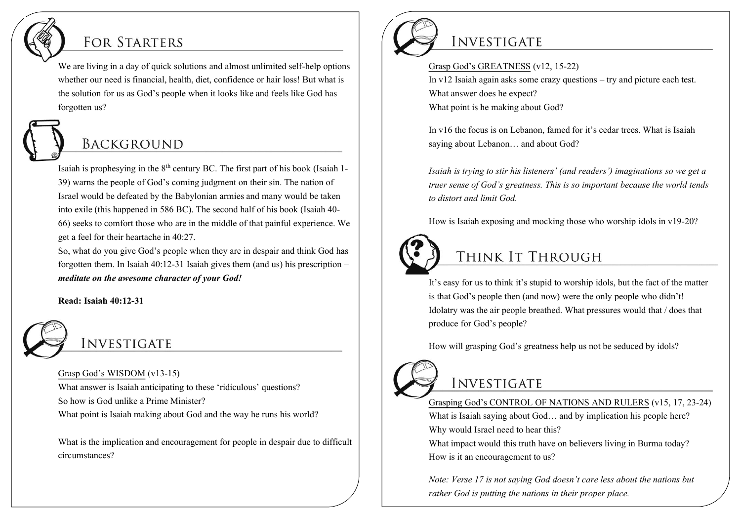## For Starters

We are living in a day of quick solutions and almost unlimited self-help options whether our need is financial, health, diet, confidence or hair loss! But what is the solution for us as God's people when it looks like and feels like God has forgotten us?

## Background

Isaiah is prophesying in the 8th century BC. The first part of his book (Isaiah 1-39) warns the people of God's coming judgment on their sin. The nation of Israel would be defeated by the Babylonian armies and many would be taken into exile (this happened in 586 BC). The second half of his book (Isaiah 40-66) seeks to comfort those who are in the middle of that painful experience. We get a feel for their heartache in 40:27.

So, what do you give God's people when they are in despair and think God has forgotten them. In Isaiah 40:12-31 Isaiah gives them (and us) his prescription – ***meditate on the awesome character of your God!***

**Read: Isaiah 40:12-31**

## Investigate

Grasp God's WISDOM (v13-15)

What answer is Isaiah anticipating to these 'ridiculous' questions?

So how is God unlike a Prime Minister?

What point is Isaiah making about God and the way he runs his world?

What is the implication and encouragement for people in despair due to difficult circumstances?

## Investigate

Grasp God's GREATNESS (v12, 15-22)

In v12 Isaiah again asks some crazy questions – try and picture each test.

What answer does he expect?

What point is he making about God?

In v16 the focus is on Lebanon, famed for it's cedar trees. What is Isaiah saying about Lebanon… and about God?

*Isaiah is trying to stir his listeners' (and readers') imaginations so we get a truer sense of God's greatness. This is so important because the world tends to distort and limit God.*

How is Isaiah exposing and mocking those who worship idols in v19-20?

## Think It Through

It's easy for us to think it's stupid to worship idols, but the fact of the matter is that God's people then (and now) were the only people who didn't! Idolatry was the air people breathed. What pressures would that / does that produce for God's people?

How will grasping God's greatness help us not be seduced by idols?

## Investigate

Grasping God's CONTROL OF NATIONS AND RULERS (v15, 17, 23-24)

What is Isaiah saying about God… and by implication his people here?

Why would Israel need to hear this?

What impact would this truth have on believers living in Burma today?

How is it an encouragement to us?

*Note: Verse 17 is not saying God doesn't care less about the nations but rather God is putting the nations in their proper place.*